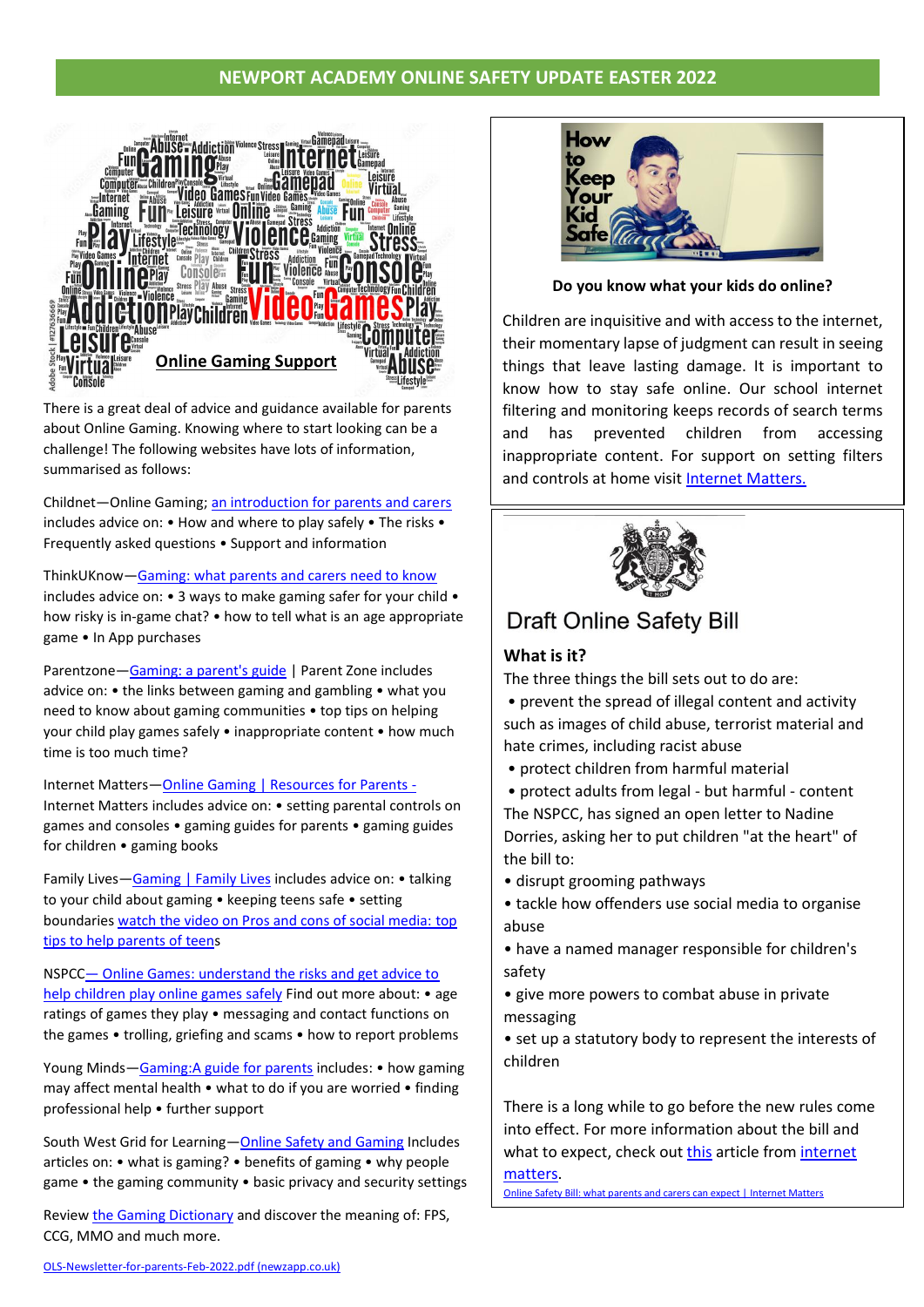# NEWPORT ACADEMY ONLINE SAFETY UPDATE EASTER 2022

## Online Gaming Support

There is a great deal of advice and guidance available for parents about Online Gaming. Knowing where to start looking can be a challenge! The following websites have lots of information, summarised as follows:

Childnet—Online Gaming; an introduction for parents and carers includes advice on: • How and where to play safely • The risks • Frequently asked questions • Support and information

ThinkUKnow—Gaming: what parents and carers need to know includes advice on: • 3 ways to make gaming safer for your child • how risky is in-game chat? • how to tell what is an age appropriate game • In App purchases

Parentzone—Gaming: a parent's guide | Parent Zone includes advice on: • the links between gaming and gambling • what you need to know about gaming communities • top tips on helping your child play games safely • inappropriate content • how much time is too much time?

Internet Matters—Online Gaming | Resources for Parents - Internet Matters includes advice on: • setting parental controls on games and consoles • gaming guides for parents • gaming guides for children • gaming books

Family Lives—Gaming | Family Lives includes advice on: • talking to your child about gaming • keeping teens safe • setting boundaries watch the video on Pros and cons of social media: top tips to help parents of teens

NSPCC— Online Games: understand the risks and get advice to help children play online games safely Find out more about: • age ratings of games they play • messaging and contact functions on the games • trolling, griefing and scams • how to report problems

Young Minds—Gaming:A guide for parents includes: • how gaming may affect mental health • what to do if you are worried • finding professional help • further support

South West Grid for Learning—Online Safety and Gaming Includes articles on: • what is gaming? • benefits of gaming • why people game • the gaming community • basic privacy and security settings

Review the Gaming Dictionary and discover the meaning of: FPS, CCG, MMO and much more.

OLS-Newsletter-for-parents-Feb-2022.pdf (newzapp.co.uk)

## How to Keep Your Kid Safe

**Do you know what your kids do online?**

Children are inquisitive and with access to the internet, their momentary lapse of judgment can result in seeing things that leave lasting damage. It is important to know how to stay safe online. Our school internet filtering and monitoring keeps records of search terms and has prevented children from accessing inappropriate content. For support on setting filters and controls at home visit Internet Matters.

## Draft Online Safety Bill

### What is it?

The three things the bill sets out to do are:

- prevent the spread of illegal content and activity such as images of child abuse, terrorist material and hate crimes, including racist abuse
- protect children from harmful material
- protect adults from legal - but harmful - content

The NSPCC, has signed an open letter to Nadine Dorries, asking her to put children "at the heart" of the bill to:

- disrupt grooming pathways
- tackle how offenders use social media to organise abuse
- have a named manager responsible for children's safety
- give more powers to combat abuse in private messaging
- set up a statutory body to represent the interests of children

There is a long while to go before the new rules come into effect. For more information about the bill and what to expect, check out this article from internet matters.

Online Safety Bill: what parents and carers can expect | Internet Matters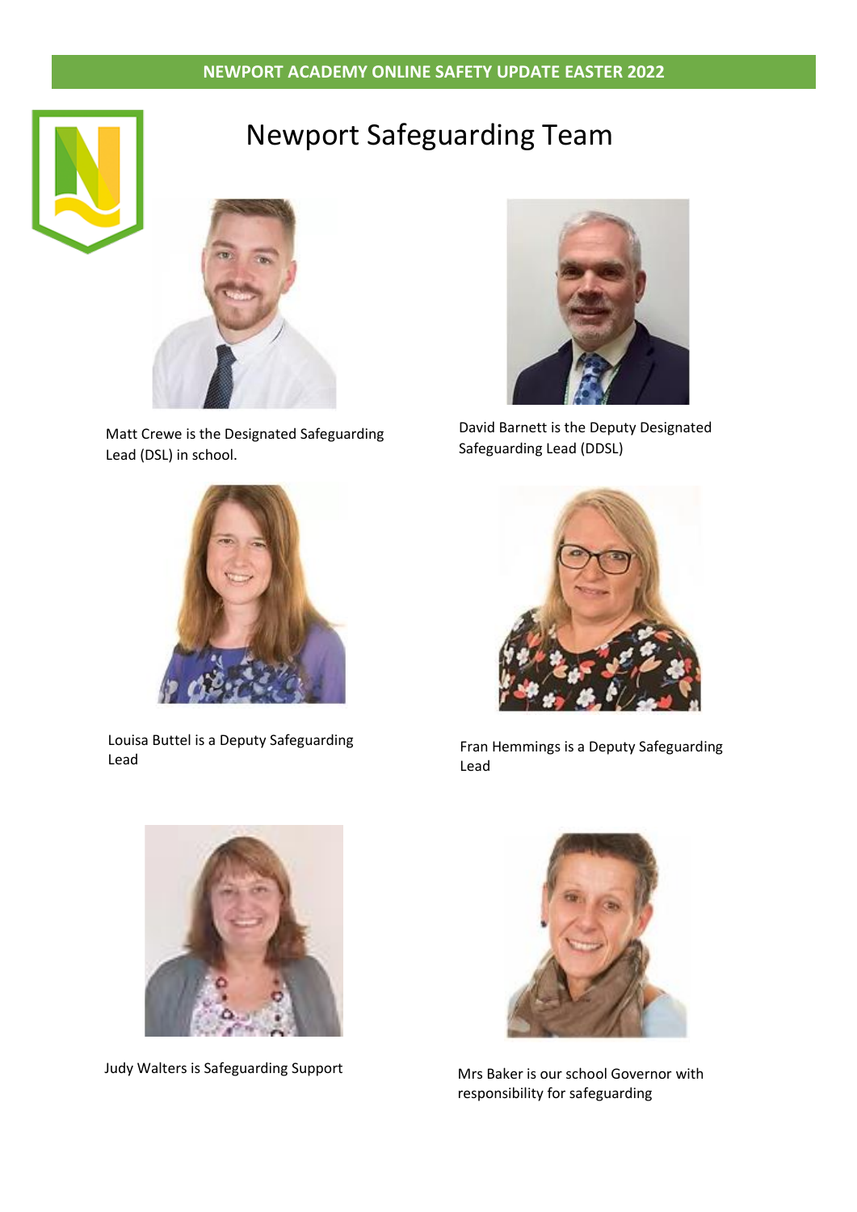# Newport Safeguarding Team

Matt Crewe is the Designated Safeguarding Lead (DSL) in school.

David Barnett is the Deputy Designated Safeguarding Lead (DDSL)

Louisa Buttel is a Deputy Safeguarding Lead

Fran Hemmings is a Deputy Safeguarding Lead

Judy Walters is Safeguarding Support

Mrs Baker is our school Governor with responsibility for safeguarding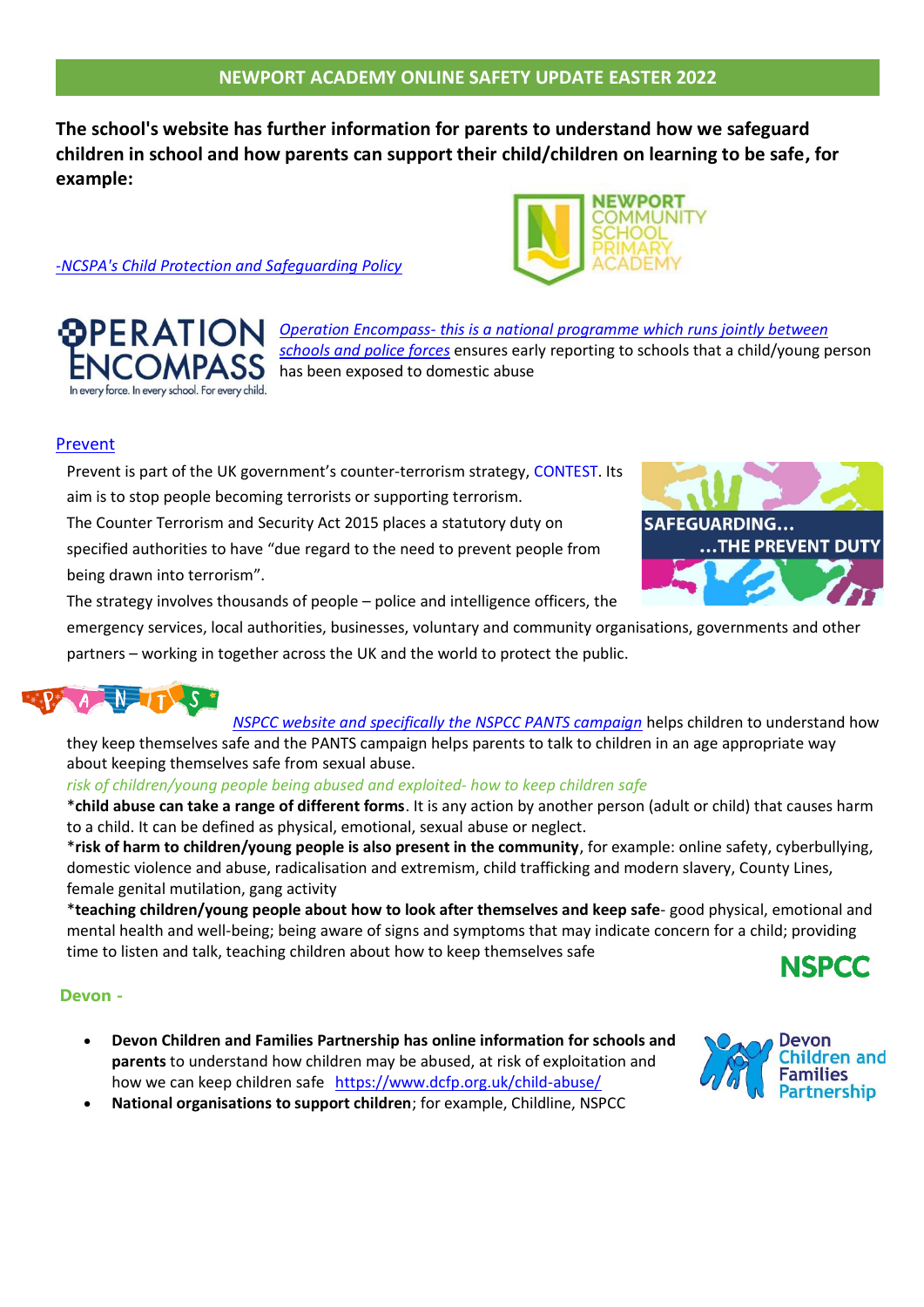## NEWPORT ACADEMY ONLINE SAFETY UPDATE EASTER 2022

**The school's website has further information for parents to understand how we safeguard children in school and how parents can support their child/children on learning to be safe, for example:**

*-NCSPA's Child Protection and Safeguarding Policy*

*Operation Encompass- this is a national programme which runs jointly between schools and police forces* ensures early reporting to schools that a child/young person has been exposed to domestic abuse

Prevent

Prevent is part of the UK government's counter-terrorism strategy, CONTEST. Its aim is to stop people becoming terrorists or supporting terrorism.

The Counter Terrorism and Security Act 2015 places a statutory duty on specified authorities to have "due regard to the need to prevent people from being drawn into terrorism".

The strategy involves thousands of people – police and intelligence officers, the emergency services, local authorities, businesses, voluntary and community organisations, governments and other partners – working in together across the UK and the world to protect the public.

*NSPCC website and specifically the NSPCC PANTS campaign* helps children to understand how they keep themselves safe and the PANTS campaign helps parents to talk to children in an age appropriate way about keeping themselves safe from sexual abuse.

*risk of children/young people being abused and exploited- how to keep children safe*

*__child abuse can take a range of different forms__. It is any action by another person (adult or child) that causes harm to a child. It can be defined as physical, emotional, sexual abuse or neglect.

*__risk of harm to children/young people is also present in the community__, for example: online safety, cyberbullying, domestic violence and abuse, radicalisation and extremism, child trafficking and modern slavery, County Lines, female genital mutilation, gang activity

*__teaching children/young people about how to look after themselves and keep safe__- good physical, emotional and mental health and well-being; being aware of signs and symptoms that may indicate concern for a child; providing time to listen and talk, teaching children about how to keep themselves safe

**Devon -**

- **Devon Children and Families Partnership has online information for schools and parents** to understand how children may be abused, at risk of exploitation and how we can keep children safe https://www.dcfp.org.uk/child-abuse/
- **National organisations to support children**; for example, Childline, NSPCC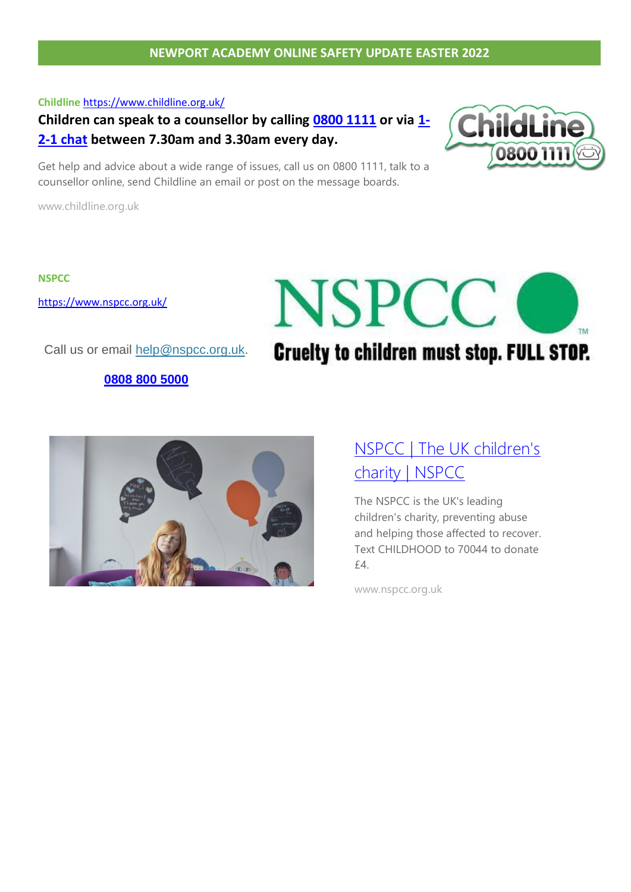# NEWPORT ACADEMY ONLINE SAFETY UPDATE EASTER 2022

**Childline** https://www.childline.org.uk/

**Children can speak to a counsellor by calling 0800 1111 or via 1-2-1 chat between 7.30am and 3.30am every day.**

Get help and advice about a wide range of issues, call us on 0800 1111, talk to a counsellor online, send Childline an email or post on the message boards.

www.childline.org.uk

**NSPCC**

https://www.nspcc.org.uk/

Call us or email help@nspcc.org.uk.

**0808 800 5000**

NSPCC | The UK children's charity | NSPCC

The NSPCC is the UK's leading children's charity, preventing abuse and helping those affected to recover. Text CHILDHOOD to 70044 to donate £4.

www.nspcc.org.uk